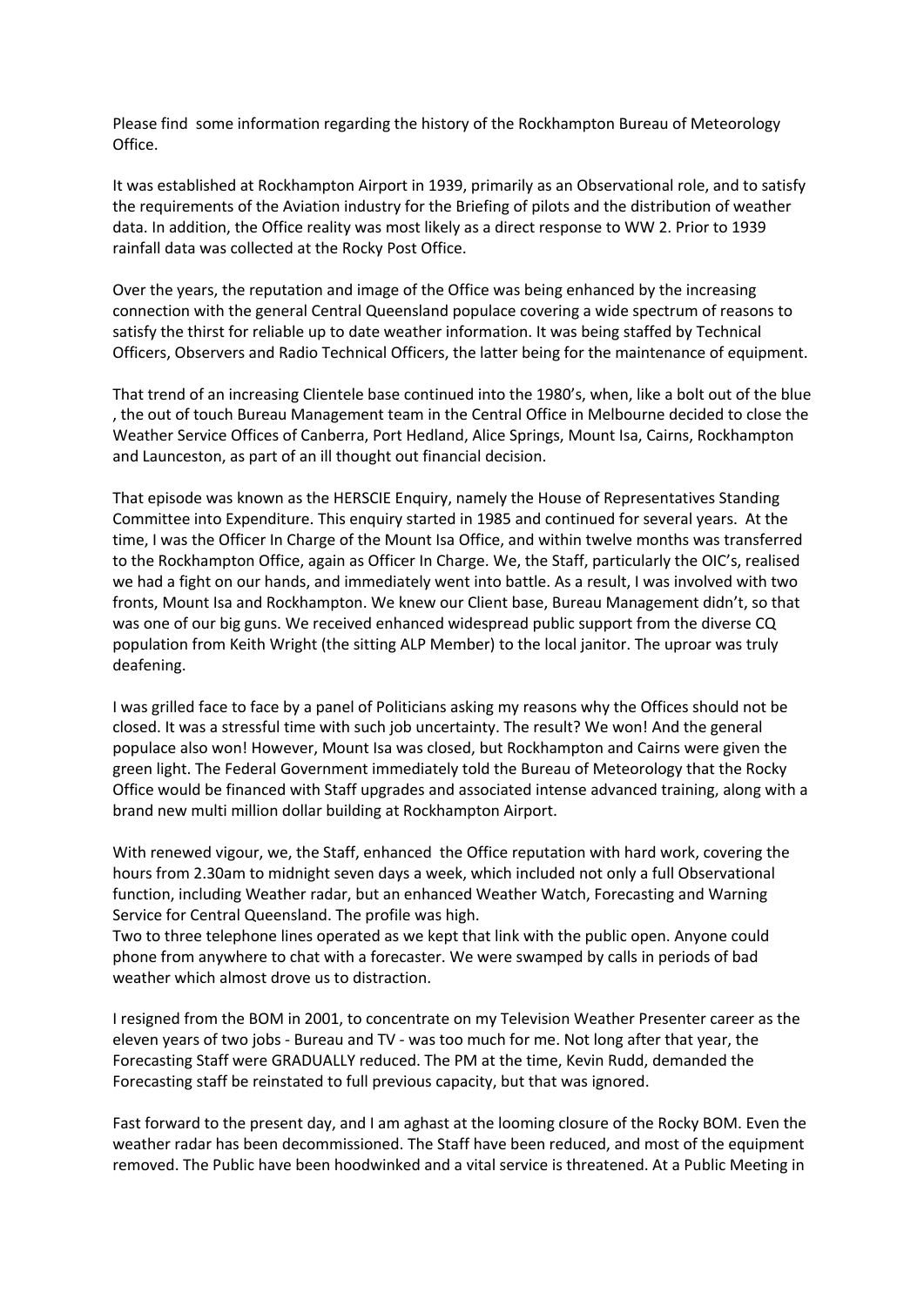Please find  some information regarding the history of the Rockhampton Bureau of Meteorology Office.

It was established at Rockhampton Airport in 1939, primarily as an Observational role, and to satisfy the requirements of the Aviation industry for the Briefing of pilots and the distribution of weather data. In addition, the Office reality was most likely as a direct response to WW 2. Prior to 1939 rainfall data was collected at the Rocky Post Office.

Over the years, the reputation and image of the Office was being enhanced by the increasing connection with the general Central Queensland populace covering a wide spectrum of reasons to satisfy the thirst for reliable up to date weather information. It was being staffed by Technical Officers, Observers and Radio Technical Officers, the latter being for the maintenance of equipment.

That trend of an increasing Clientele base continued into the 1980's, when, like a bolt out of the blue , the out of touch Bureau Management team in the Central Office in Melbourne decided to close the Weather Service Offices of Canberra, Port Hedland, Alice Springs, Mount Isa, Cairns, Rockhampton and Launceston, as part of an ill thought out financial decision.

That episode was known as the HERSCIE Enquiry, namely the House of Representatives Standing Committee into Expenditure. This enquiry started in 1985 and continued for several years.  At the time, I was the Officer In Charge of the Mount Isa Office, and within twelve months was transferred to the Rockhampton Office, again as Officer In Charge. We, the Staff, particularly the OIC's, realised we had a fight on our hands, and immediately went into battle. As a result, I was involved with two fronts, Mount Isa and Rockhampton. We knew our Client base, Bureau Management didn't, so that was one of our big guns. We received enhanced widespread public support from the diverse CQ population from Keith Wright (the sitting ALP Member) to the local janitor. The uproar was truly deafening.

I was grilled face to face by a panel of Politicians asking my reasons why the Offices should not be closed. It was a stressful time with such job uncertainty. The result? We won! And the general populace also won! However, Mount Isa was closed, but Rockhampton and Cairns were given the green light. The Federal Government immediately told the Bureau of Meteorology that the Rocky Office would be financed with Staff upgrades and associated intense advanced training, along with a brand new multi million dollar building at Rockhampton Airport.

With renewed vigour, we, the Staff, enhanced  the Office reputation with hard work, covering the hours from 2.30am to midnight seven days a week, which included not only a full Observational function, including Weather radar, but an enhanced Weather Watch, Forecasting and Warning Service for Central Queensland. The profile was high.
Two to three telephone lines operated as we kept that link with the public open. Anyone could phone from anywhere to chat with a forecaster. We were swamped by calls in periods of bad weather which almost drove us to distraction.

I resigned from the BOM in 2001, to concentrate on my Television Weather Presenter career as the eleven years of two jobs - Bureau and TV - was too much for me. Not long after that year, the Forecasting Staff were GRADUALLY reduced. The PM at the time, Kevin Rudd, demanded the Forecasting staff be reinstated to full previous capacity, but that was ignored.

Fast forward to the present day, and I am aghast at the looming closure of the Rocky BOM. Even the weather radar has been decommissioned. The Staff have been reduced, and most of the equipment removed. The Public have been hoodwinked and a vital service is threatened. At a Public Meeting in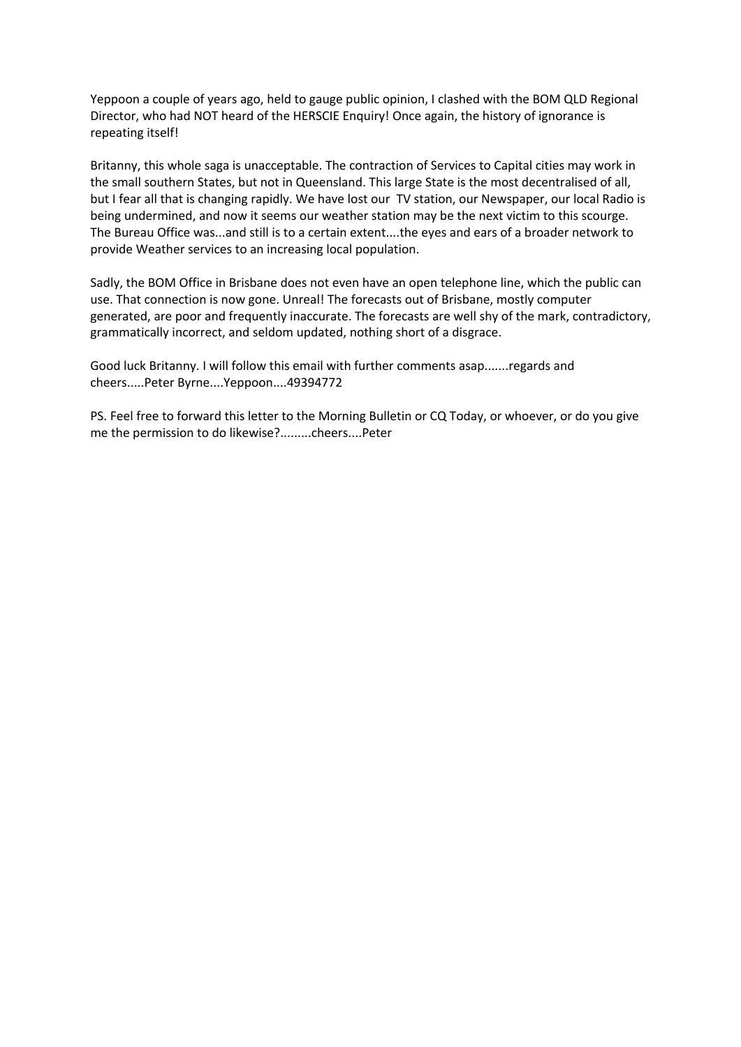Yeppoon a couple of years ago, held to gauge public opinion, I clashed with the BOM QLD Regional Director, who had NOT heard of the HERSCIE Enquiry! Once again, the history of ignorance is repeating itself!

Britanny, this whole saga is unacceptable. The contraction of Services to Capital cities may work in the small southern States, but not in Queensland. This large State is the most decentralised of all, but I fear all that is changing rapidly. We have lost our  TV station, our Newspaper, our local Radio is being undermined, and now it seems our weather station may be the next victim to this scourge. The Bureau Office was...and still is to a certain extent....the eyes and ears of a broader network to provide Weather services to an increasing local population.

Sadly, the BOM Office in Brisbane does not even have an open telephone line, which the public can use. That connection is now gone. Unreal! The forecasts out of Brisbane, mostly computer generated, are poor and frequently inaccurate. The forecasts are well shy of the mark, contradictory, grammatically incorrect, and seldom updated, nothing short of a disgrace.

Good luck Britanny. I will follow this email with further comments asap.......regards and cheers.....Peter Byrne....Yeppoon....49394772

PS. Feel free to forward this letter to the Morning Bulletin or CQ Today, or whoever, or do you give me the permission to do likewise?.........cheers....Peter